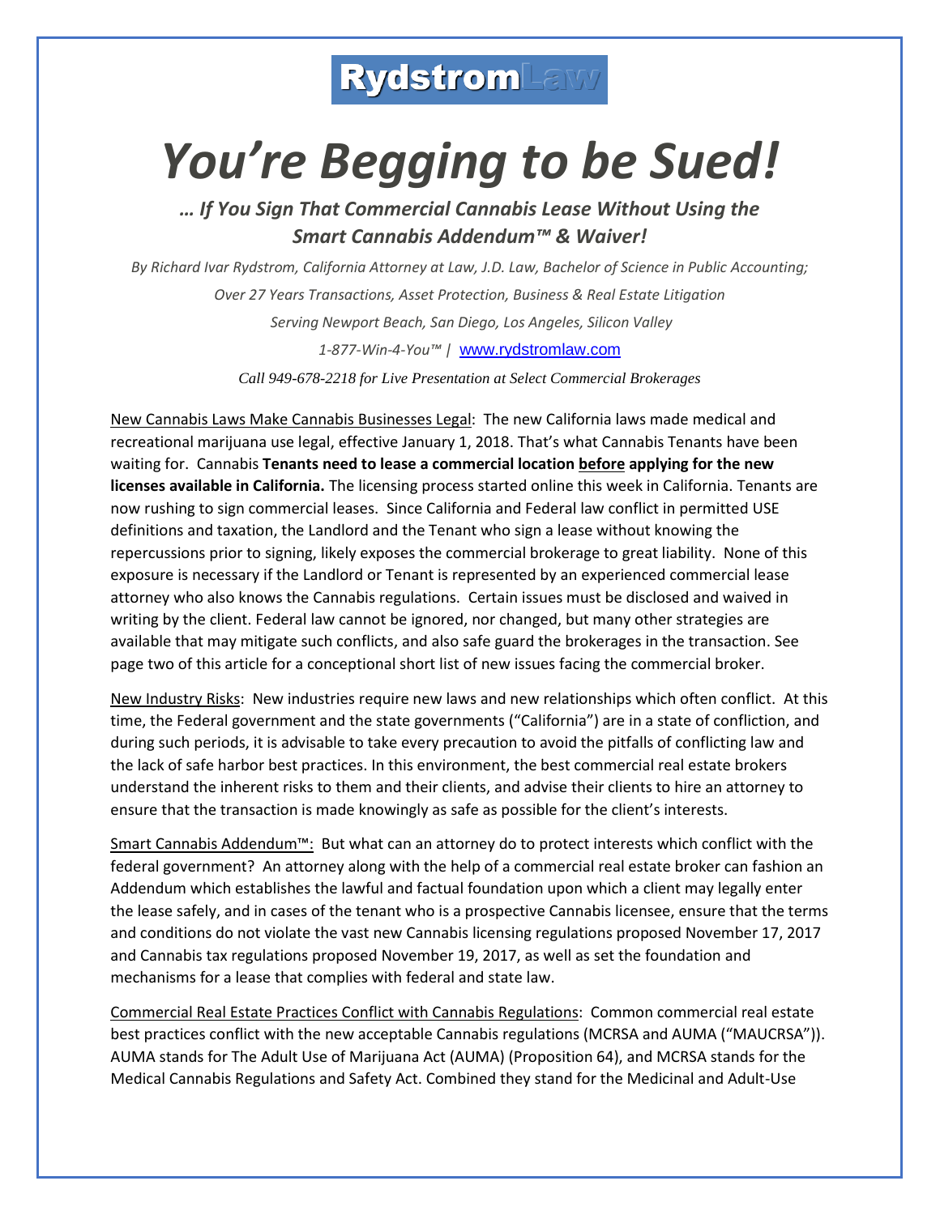**RydstromLaw**

# *You're Begging to be Sued!*

### *… If You Sign That Commercial Cannabis Lease Without Using the Smart Cannabis Addendum™ & Waiver!*

*By Richard Ivar Rydstrom, California Attorney at Law, J.D. Law, Bachelor of Science in Public Accounting;*

*Over 27 Years Transactions, Asset Protection, Business & Real Estate Litigation*

*Serving Newport Beach, San Diego, Los Angeles, Silicon Valley*

*1-877-Win-4-You™* | www.rydstromlaw.com

*Call 949-678-2218 for Live Presentation at Select Commercial Brokerages*

New Cannabis Laws Make Cannabis Businesses Legal: The new California laws made medical and recreational marijuana use legal, effective January 1, 2018. That's what Cannabis Tenants have been waiting for. Cannabis **Tenants need to lease a commercial location before applying for the new licenses available in California.** The licensing process started online this week in California. Tenants are now rushing to sign commercial leases. Since California and Federal law conflict in permitted USE definitions and taxation, the Landlord and the Tenant who sign a lease without knowing the repercussions prior to signing, likely exposes the commercial brokerage to great liability. None of this exposure is necessary if the Landlord or Tenant is represented by an experienced commercial lease attorney who also knows the Cannabis regulations. Certain issues must be disclosed and waived in writing by the client. Federal law cannot be ignored, nor changed, but many other strategies are available that may mitigate such conflicts, and also safe guard the brokerages in the transaction. See page two of this article for a conceptional short list of new issues facing the commercial broker.

New Industry Risks: New industries require new laws and new relationships which often conflict. At this time, the Federal government and the state governments ("California") are in a state of confliction, and during such periods, it is advisable to take every precaution to avoid the pitfalls of conflicting law and the lack of safe harbor best practices. In this environment, the best commercial real estate brokers understand the inherent risks to them and their clients, and advise their clients to hire an attorney to ensure that the transaction is made knowingly as safe as possible for the client's interests.

Smart Cannabis Addendum™: But what can an attorney do to protect interests which conflict with the federal government? An attorney along with the help of a commercial real estate broker can fashion an Addendum which establishes the lawful and factual foundation upon which a client may legally enter the lease safely, and in cases of the tenant who is a prospective Cannabis licensee, ensure that the terms and conditions do not violate the vast new Cannabis licensing regulations proposed November 17, 2017 and Cannabis tax regulations proposed November 19, 2017, as well as set the foundation and mechanisms for a lease that complies with federal and state law.

Commercial Real Estate Practices Conflict with Cannabis Regulations: Common commercial real estate best practices conflict with the new acceptable Cannabis regulations (MCRSA and AUMA ("MAUCRSA")). AUMA stands for The Adult Use of Marijuana Act (AUMA) (Proposition 64), and MCRSA stands for the Medical Cannabis Regulations and Safety Act. Combined they stand for the Medicinal and Adult-Use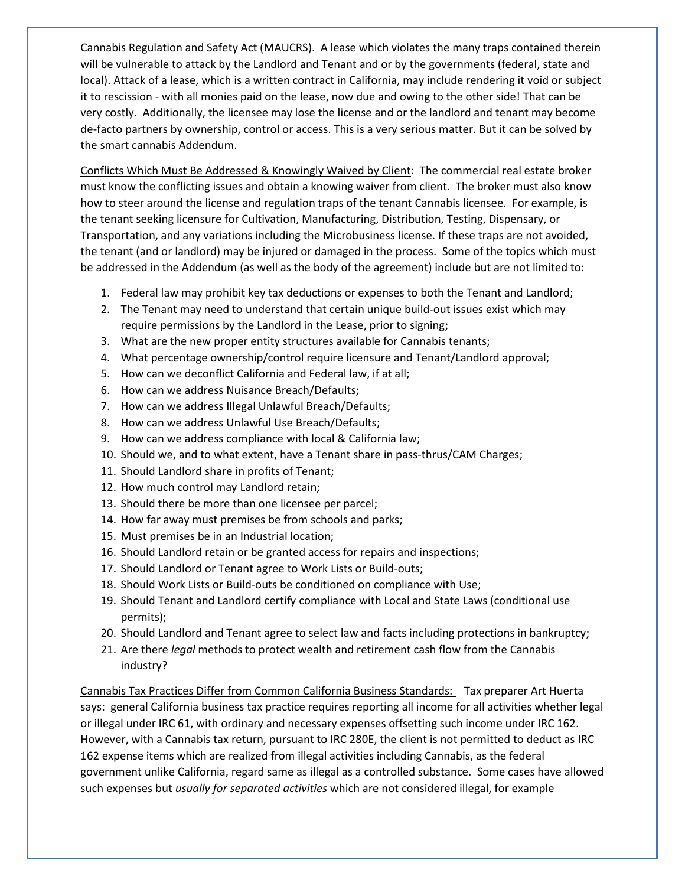Cannabis Regulation and Safety Act (MAUCRS). A lease which violates the many traps contained therein will be vulnerable to attack by the Landlord and Tenant and or by the governments (federal, state and local). Attack of a lease, which is a written contract in California, may include rendering it void or subject it to rescission - with all monies paid on the lease, now due and owing to the other side! That can be very costly. Additionally, the licensee may lose the license and or the landlord and tenant may become de-facto partners by ownership, control or access. This is a very serious matter. But it can be solved by the smart cannabis Addendum.

<u>Conflicts Which Must Be Addressed & Knowingly Waived by Client</u>: The commercial real estate broker must know the conflicting issues and obtain a knowing waiver from client. The broker must also know how to steer around the license and regulation traps of the tenant Cannabis licensee. For example, is the tenant seeking licensure for Cultivation, Manufacturing, Distribution, Testing, Dispensary, or Transportation, and any variations including the Microbusiness license. If these traps are not avoided, the tenant (and or landlord) may be injured or damaged in the process. Some of the topics which must be addressed in the Addendum (as well as the body of the agreement) include but are not limited to:

1. Federal law may prohibit key tax deductions or expenses to both the Tenant and Landlord;
2. The Tenant may need to understand that certain unique build-out issues exist which may require permissions by the Landlord in the Lease, prior to signing;
3. What are the new proper entity structures available for Cannabis tenants;
4. What percentage ownership/control require licensure and Tenant/Landlord approval;
5. How can we deconflict California and Federal law, if at all;
6. How can we address Nuisance Breach/Defaults;
7. How can we address Illegal Unlawful Breach/Defaults;
8. How can we address Unlawful Use Breach/Defaults;
9. How can we address compliance with local & California law;
10. Should we, and to what extent, have a Tenant share in pass-thrus/CAM Charges;
11. Should Landlord share in profits of Tenant;
12. How much control may Landlord retain;
13. Should there be more than one licensee per parcel;
14. How far away must premises be from schools and parks;
15. Must premises be in an Industrial location;
16. Should Landlord retain or be granted access for repairs and inspections;
17. Should Landlord or Tenant agree to Work Lists or Build-outs;
18. Should Work Lists or Build-outs be conditioned on compliance with Use;
19. Should Tenant and Landlord certify compliance with Local and State Laws (conditional use permits);
20. Should Landlord and Tenant agree to select law and facts including protections in bankruptcy;
21. Are there *legal* methods to protect wealth and retirement cash flow from the Cannabis industry?

<u>Cannabis Tax Practices Differ from Common California Business Standards:</u> Tax preparer Art Huerta says: general California business tax practice requires reporting all income for all activities whether legal or illegal under IRC 61, with ordinary and necessary expenses offsetting such income under IRC 162. However, with a Cannabis tax return, pursuant to IRC 280E, the client is not permitted to deduct as IRC 162 expense items which are realized from illegal activities including Cannabis, as the federal government unlike California, regard same as illegal as a controlled substance. Some cases have allowed such expenses but *usually for separated activities* which are not considered illegal, for example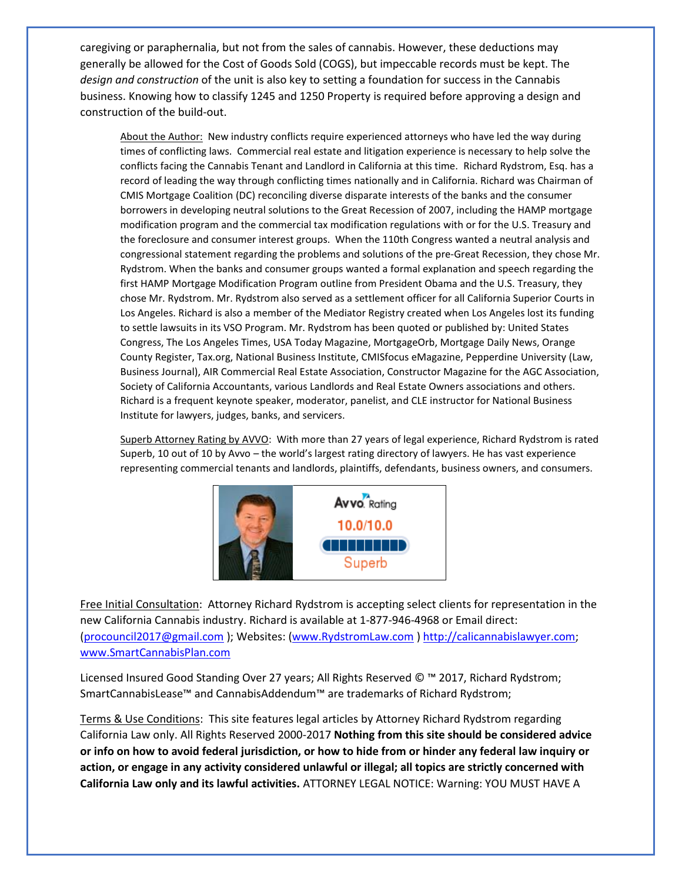caregiving or paraphernalia, but not from the sales of cannabis. However, these deductions may generally be allowed for the Cost of Goods Sold (COGS), but impeccable records must be kept. The *design and construction* of the unit is also key to setting a foundation for success in the Cannabis business. Knowing how to classify 1245 and 1250 Property is required before approving a design and construction of the build-out.

About the Author: New industry conflicts require experienced attorneys who have led the way during times of conflicting laws. Commercial real estate and litigation experience is necessary to help solve the conflicts facing the Cannabis Tenant and Landlord in California at this time. Richard Rydstrom, Esq. has a record of leading the way through conflicting times nationally and in California. Richard was Chairman of CMIS Mortgage Coalition (DC) reconciling diverse disparate interests of the banks and the consumer borrowers in developing neutral solutions to the Great Recession of 2007, including the HAMP mortgage modification program and the commercial tax modification regulations with or for the U.S. Treasury and the foreclosure and consumer interest groups. When the 110th Congress wanted a neutral analysis and congressional statement regarding the problems and solutions of the pre-Great Recession, they chose Mr. Rydstrom. When the banks and consumer groups wanted a formal explanation and speech regarding the first HAMP Mortgage Modification Program outline from President Obama and the U.S. Treasury, they chose Mr. Rydstrom. Mr. Rydstrom also served as a settlement officer for all California Superior Courts in Los Angeles. Richard is also a member of the Mediator Registry created when Los Angeles lost its funding to settle lawsuits in its VSO Program. Mr. Rydstrom has been quoted or published by: United States Congress, The Los Angeles Times, USA Today Magazine, MortgageOrb, Mortgage Daily News, Orange County Register, Tax.org, National Business Institute, CMISfocus eMagazine, Pepperdine University (Law, Business Journal), AIR Commercial Real Estate Association, Constructor Magazine for the AGC Association, Society of California Accountants, various Landlords and Real Estate Owners associations and others. Richard is a frequent keynote speaker, moderator, panelist, and CLE instructor for National Business Institute for lawyers, judges, banks, and servicers.

Superb Attorney Rating by AVVO: With more than 27 years of legal experience, Richard Rydstrom is rated Superb, 10 out of 10 by Avvo – the world's largest rating directory of lawyers. He has vast experience representing commercial tenants and landlords, plaintiffs, defendants, business owners, and consumers.

Avvo Rating
10.0/10.0
Superb

Free Initial Consultation: Attorney Richard Rydstrom is accepting select clients for representation in the new California Cannabis industry. Richard is available at 1-877-946-4968 or Email direct: (procouncil2017@gmail.com ); Websites: (www.RydstromLaw.com ) http://calicannabislawyer.com; www.SmartCannabisPlan.com

Licensed Insured Good Standing Over 27 years; All Rights Reserved © ™ 2017, Richard Rydstrom; SmartCannabisLease™ and CannabisAddendum™ are trademarks of Richard Rydstrom;

Terms & Use Conditions: This site features legal articles by Attorney Richard Rydstrom regarding California Law only. All Rights Reserved 2000-2017 **Nothing from this site should be considered advice or info on how to avoid federal jurisdiction, or how to hide from or hinder any federal law inquiry or action, or engage in any activity considered unlawful or illegal; all topics are strictly concerned with California Law only and its lawful activities.** ATTORNEY LEGAL NOTICE: Warning: YOU MUST HAVE A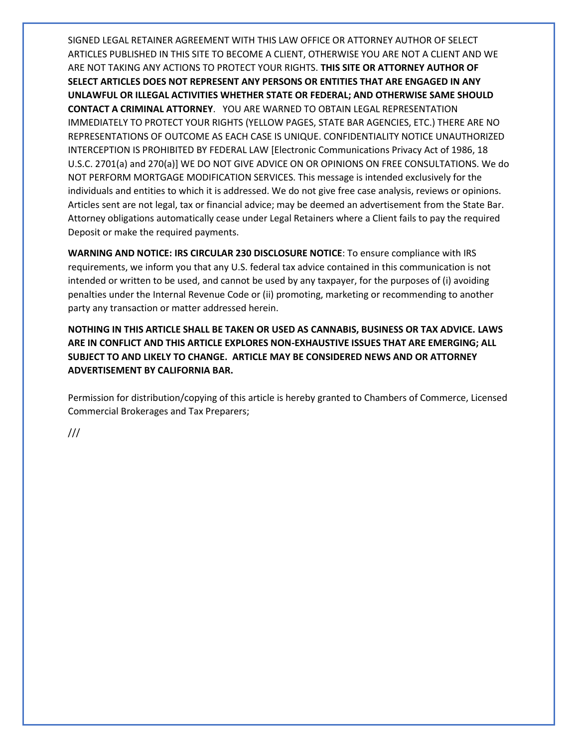SIGNED LEGAL RETAINER AGREEMENT WITH THIS LAW OFFICE OR ATTORNEY AUTHOR OF SELECT ARTICLES PUBLISHED IN THIS SITE TO BECOME A CLIENT, OTHERWISE YOU ARE NOT A CLIENT AND WE ARE NOT TAKING ANY ACTIONS TO PROTECT YOUR RIGHTS. **THIS SITE OR ATTORNEY AUTHOR OF SELECT ARTICLES DOES NOT REPRESENT ANY PERSONS OR ENTITIES THAT ARE ENGAGED IN ANY UNLAWFUL OR ILLEGAL ACTIVITIES WHETHER STATE OR FEDERAL; AND OTHERWISE SAME SHOULD CONTACT A CRIMINAL ATTORNEY**. YOU ARE WARNED TO OBTAIN LEGAL REPRESENTATION IMMEDIATELY TO PROTECT YOUR RIGHTS (YELLOW PAGES, STATE BAR AGENCIES, ETC.) THERE ARE NO REPRESENTATIONS OF OUTCOME AS EACH CASE IS UNIQUE. CONFIDENTIALITY NOTICE UNAUTHORIZED INTERCEPTION IS PROHIBITED BY FEDERAL LAW [Electronic Communications Privacy Act of 1986, 18 U.S.C. 2701(a) and 270(a)] WE DO NOT GIVE ADVICE ON OR OPINIONS ON FREE CONSULTATIONS. We do NOT PERFORM MORTGAGE MODIFICATION SERVICES. This message is intended exclusively for the individuals and entities to which it is addressed. We do not give free case analysis, reviews or opinions. Articles sent are not legal, tax or financial advice; may be deemed an advertisement from the State Bar. Attorney obligations automatically cease under Legal Retainers where a Client fails to pay the required Deposit or make the required payments.

**WARNING AND NOTICE: IRS CIRCULAR 230 DISCLOSURE NOTICE**: To ensure compliance with IRS requirements, we inform you that any U.S. federal tax advice contained in this communication is not intended or written to be used, and cannot be used by any taxpayer, for the purposes of (i) avoiding penalties under the Internal Revenue Code or (ii) promoting, marketing or recommending to another party any transaction or matter addressed herein.

**NOTHING IN THIS ARTICLE SHALL BE TAKEN OR USED AS CANNABIS, BUSINESS OR TAX ADVICE. LAWS ARE IN CONFLICT AND THIS ARTICLE EXPLORES NON-EXHAUSTIVE ISSUES THAT ARE EMERGING; ALL SUBJECT TO AND LIKELY TO CHANGE. ARTICLE MAY BE CONSIDERED NEWS AND OR ATTORNEY ADVERTISEMENT BY CALIFORNIA BAR.**

Permission for distribution/copying of this article is hereby granted to Chambers of Commerce, Licensed Commercial Brokerages and Tax Preparers;

///